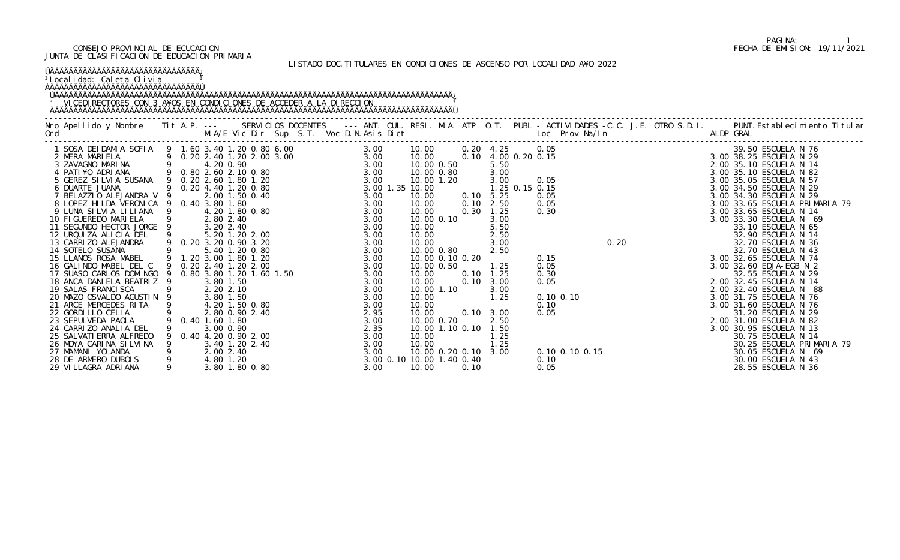CONSEJO PROVINCIAL DE ECUCACION
JUNTA DE CLASIFICACION DE EDUCACION PRIMARIA

FECHA DE EMISION: 19/11/2021

LISTADO DOC.TITULARES EN CONDICIONES DE ASCENSO POR LOCALIDAD A¥O 2022

Localidad: Caleta Olivia

VICEDIRECTORES CON 3 A¥OS EN CONDICIONES DE ACCEDER A LA DIRECCION

| Nro Ord | Apellido y Nombre | Tit | A.P. | M.A/E | Vic | Dir | Sup | S.T. | Voc | D.N. | Asis | Dict | ANT. | CUL. | RESI. | M.A. | ATP | O.T. | PUBL | Loc | Prov | Na/In | C.C. | J.E. | OTRO | S.D.I. | ALDP | GRAL | Establecimiento Titular |
|---|---|---|---|---|---|---|---|---|---|---|---|---|---|---|---|---|---|---|---|---|---|---|---|---|---|---|---|---|---|
| 1 | SOSA DEIDAMIA SOFIA | 9 | 1.60 | 3.40 | 1.20 | 0.80 | 6.00 | | | | | | 3.00 | | 10.00 | | 0.20 | 4.25 | | 0.05 | | | | | | | | 39.50 | ESCUELA N 76 |
| 2 | MERA MARIELA | 9 | 0.20 | 2.40 | 1.20 | 2.00 | 3.00 | | | | | | 3.00 | | 10.00 | | 0.10 | 4.00 | 0.20 | 0.15 | | | | | | | 3.00 | 38.25 | ESCUELA N 29 |
| 3 | ZAVAGNO MARINA | 9 | | 4.20 | 0.90 | | | | | | | | 3.00 | | 10.00 | 0.50 | | 5.50 | | | | | | | | | 2.00 | 35.10 | ESCUELA N 14 |
| 4 | PATI¥O ADRIANA | 9 | 0.80 | 2.60 | 2.10 | 0.80 | | | | | | | 3.00 | | 10.00 | 0.80 | | 3.00 | | | | | | | | | 3.00 | 35.10 | ESCUELA N 82 |
| 5 | GEREZ SILVIA SUSANA | 9 | 0.20 | 2.60 | 1.80 | 1.20 | | | | | | | 3.00 | | 10.00 | 1.20 | | 3.00 | | 0.05 | | | | | | | 3.00 | 35.05 | ESCUELA N 57 |
| 6 | DUARTE JUANA | 9 | 0.20 | 4.40 | 1.20 | 0.80 | | | | | | | 3.00 | 1.35 | 10.00 | | | 1.25 | 0.15 | 0.15 | | | | | | | 3.00 | 34.50 | ESCUELA N 29 |
| 7 | BELAZZIO ALEJANDRA V | 9 | | 2.00 | 1.50 | 0.40 | | | | | | | 3.00 | | 10.00 | | 0.10 | 5.25 | | 0.05 | | | | | | | 3.00 | 34.30 | ESCUELA N 29 |
| 8 | LOPEZ HILDA VERONICA | 9 | 0.40 | 3.80 | 1.80 | | | | | | | | 3.00 | | 10.00 | | 0.10 | 2.50 | | 0.05 | | | | | | | 3.00 | 33.65 | ESCUELA PRIMARIA 79 |
| 9 | LUNA SILVIA LILIANA | 9 | | 4.20 | 1.80 | 0.80 | | | | | | | 3.00 | | 10.00 | | 0.30 | 1.25 | | 0.30 | | | | | | | 3.00 | 33.65 | ESCUELA N 14 |
| 10 | FIGUEREDO MARIELA | 9 | | 2.80 | 2.40 | | | | | | | | 3.00 | | 10.00 | 0.10 | | 3.00 | | | | | | | | | 3.00 | 33.30 | ESCUELA N 69 |
| 11 | SEGUNDO HECTOR JORGE | 9 | | 3.20 | 2.40 | | | | | | | | 3.00 | | 10.00 | | | 5.50 | | | | | | | | | | 33.10 | ESCUELA N 65 |
| 12 | URQUIZA ALICIA DEL | 9 | | 5.20 | 1.20 | 2.00 | | | | | | | 3.00 | | 10.00 | | | 2.50 | | | | | | | | | | 32.90 | ESCUELA N 14 |
| 13 | CARRIZO ALEJANDRA | 9 | 0.20 | 3.20 | 0.90 | 3.20 | | | | | | | 3.00 | | 10.00 | | | 3.00 | | | | | 0.20 | | | | | 32.70 | ESCUELA N 36 |
| 14 | SOTELO SUSANA | 9 | | 5.40 | 1.20 | 0.80 | | | | | | | 3.00 | | 10.00 | 0.80 | | 2.50 | | | | | | | | | | 32.70 | ESCUELA N 43 |
| 15 | LLANOS ROSA MABEL | 9 | 1.20 | 3.00 | 1.80 | 1.20 | | | | | | | 3.00 | | 10.00 | 0.10 | 0.20 | | | 0.15 | | | | | | | 3.00 | 32.65 | ESCUELA N 74 |
| 16 | GALINDO MABEL DEL C | 9 | 0.20 | 2.40 | 1.20 | 2.00 | | | | | | | 3.00 | | 10.00 | 0.50 | | 1.25 | | 0.05 | | | | | | | 3.00 | 32.60 | EDJA-EGB N 2 |
| 17 | SUASO CARLOS DOMINGO | 9 | 0.80 | 3.80 | 1.20 | 1.60 | | 1.50 | | | | | 3.00 | | 10.00 | | 0.10 | 1.25 | | 0.30 | | | | | | | | 32.55 | ESCUELA N 29 |
| 18 | ANCA DANIELA BEATRIZ | 9 | | 3.80 | 1.50 | | | | | | | | 3.00 | | 10.00 | | 0.10 | 3.00 | | 0.05 | | | | | | | 2.00 | 32.45 | ESCUELA N 14 |
| 19 | SALAS FRANCISCA | 9 | | 2.20 | 2.10 | | | | | | | | 3.00 | | 10.00 | 1.10 | | 3.00 | | | | | | | | | 2.00 | 32.40 | ESCUELA N 88 |
| 20 | MAZO OSVALDO AGUSTIN | 9 | | 3.80 | 1.50 | | | | | | | | 3.00 | | 10.00 | | | 1.25 | | 0.10 | 0.10 | | | | | | 3.00 | 31.75 | ESCUELA N 76 |
| 21 | ARCE MERCEDES RITA | 9 | | 4.20 | 1.50 | 0.80 | | | | | | | 3.00 | | 10.00 | | | | | 0.10 | | | | | | | 3.00 | 31.60 | ESCUELA N 76 |
| 22 | GORDILLO CELIA | 9 | | 2.80 | 0.90 | 2.40 | | | | | | | 2.95 | | 10.00 | | 0.10 | 3.00 | | 0.05 | | | | | | | | 31.20 | ESCUELA N 29 |
| 23 | SEPULVEDA PAOLA | 9 | 0.40 | 1.60 | 1.80 | | | | | | | | 3.00 | | 10.00 | 0.70 | | 2.50 | | | | | | | | | 2.00 | 31.00 | ESCUELA N 82 |
| 24 | CARRIZO ANALIA DEL | 9 | | 3.00 | 0.90 | | | | | | | | 2.35 | | 10.00 | 1.10 | 0.10 | 1.50 | | | | | | | | | 3.00 | 30.95 | ESCUELA N 13 |
| 25 | SALVATIERRA ALFREDO | 9 | 0.40 | 4.20 | 0.90 | 2.00 | | | | | | | 3.00 | | 10.00 | | | 1.25 | | | | | | | | | | 30.75 | ESCUELA N 14 |
| 26 | MOYA CARINA SILVINA | 9 | | 3.40 | 1.20 | 2.40 | | | | | | | 3.00 | | 10.00 | | | 1.25 | | | | | | | | | | 30.25 | ESCUELA PRIMARIA 79 |
| 27 | MAMANI YOLANDA | 9 | | 2.00 | 2.40 | | | | | | | | 3.00 | | 10.00 | 0.20 | 0.10 | 3.00 | | 0.10 | 0.10 | 0.15 | | | | | | 30.05 | ESCUELA N 69 |
| 28 | DE ARMERO DUBOIS | 9 | | 4.80 | 1.20 | | | | | | | | 3.00 | 0.10 | 10.00 | 1.40 | 0.40 | | | 0.10 | | | | | | | | 30.00 | ESCUELA N 43 |
| 29 | VILLAGRA ADRIANA | 9 | | 3.80 | 1.80 | 0.80 | | | | | | | 3.00 | | 10.00 | | 0.10 | | | 0.05 | | | | | | | | 28.55 | ESCUELA N 36 |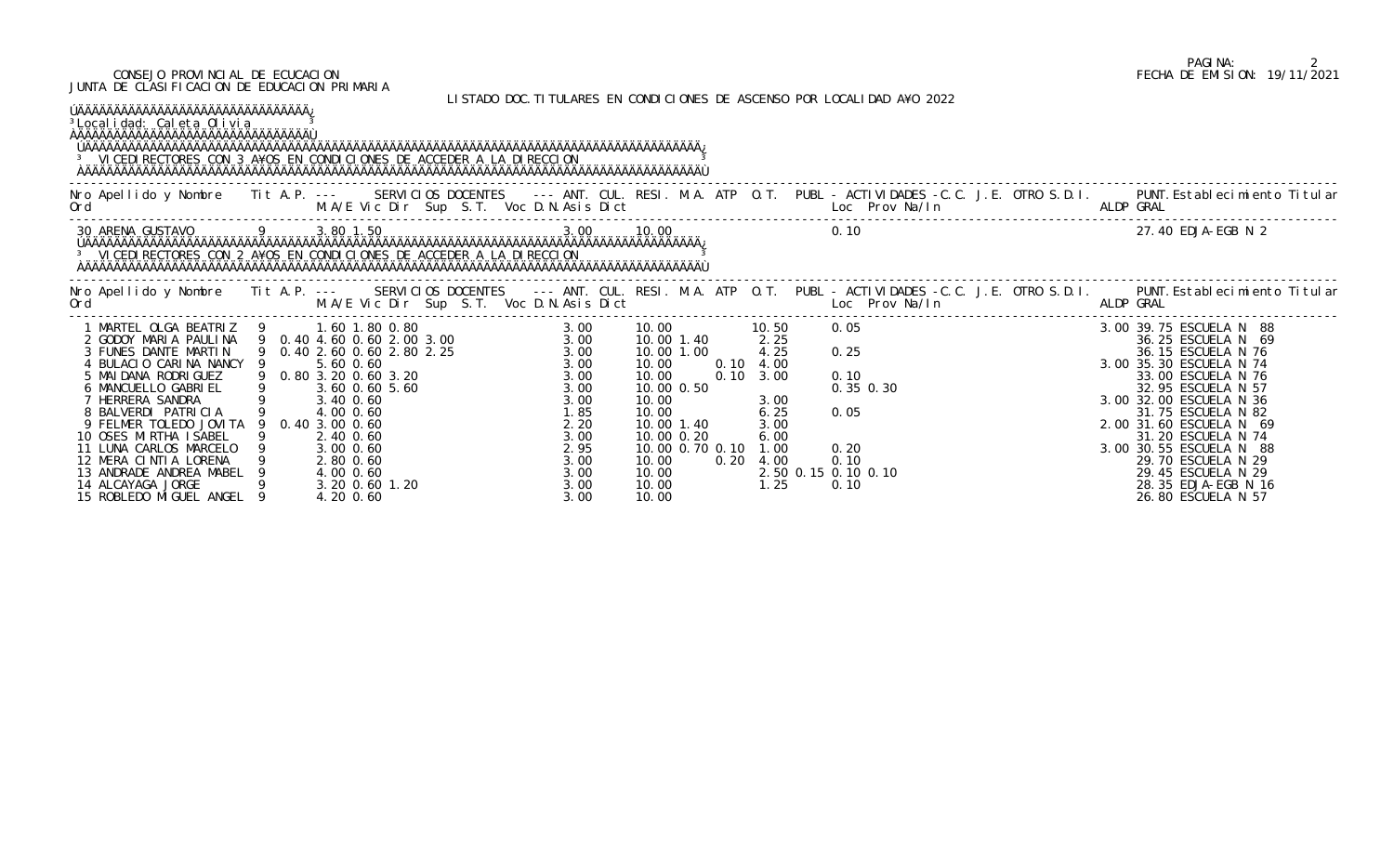CONSEJO PROVINCIAL DE ECUCACION
JUNTA DE CLASIFICACION DE EDUCACION PRIMARIA

FECHA DE EMISION: 19/11/2021

LISTADO DOC.TITULARES EN CONDICIONES DE ASCENSO POR LOCALIDAD A¥O 2022

Localidad: Caleta Olivia

VICEDIRECTORES CON 3 A¥OS EN CONDICIONES DE ACCEDER A LA DIRECCION

| Nro Ord | Apellido y Nombre | Tit | A.P. | M/A/E | Vic | Dir | Sup | S.T. | Voc | D.N. | Asis | Dict | ANT. | CUL. | RESI. | M.A. | ATP | O.T. | PUBL | Loc | Prov | Na/In | C.C. | J.E. | OTRO | S.D.I. | ALDP | PUNT. GRAL | Establecimiento Titular |
|---|---|---|---|---|---|---|---|---|---|---|---|---|---|---|---|---|---|---|---|---|---|---|---|---|---|---|---|---|---|
| 30 | ARENA GUSTAVO | 9 | | 3.80 | 1.50 | | | | | | | | 3.00 | | 10.00 | | | | | 0.10 | | | | | | | | 27.40 | EDJA-EGB N 2 |

VICEDIRECTORES CON 2 A¥OS EN CONDICIONES DE ACCEDER A LA DIRECCION

| Nro Ord | Apellido y Nombre | Tit | A.P. | M/A/E | Vic | Dir | Sup | S.T. | Voc | D.N. | Asis | Dict | ANT. | CUL. | RESI. | M.A. | ATP | O.T. | PUBL | Loc | Prov | Na/In | C.C. | J.E. | OTRO | S.D.I. | ALDP | PUNT. GRAL | Establecimiento Titular |
|---|---|---|---|---|---|---|---|---|---|---|---|---|---|---|---|---|---|---|---|---|---|---|---|---|---|---|---|---|---|
| 1 | MARTEL OLGA BEATRIZ | 9 | | 1.60 | 1.80 | 0.80 | | | | | | | 3.00 | | 10.00 | | | 10.50 | | 0.05 | | | | | | | 3.00 | 39.75 | ESCUELA N 88 |
| 2 | GODOY MARIA PAULINA | 9 | 0.40 | 4.60 | 0.60 | 2.00 | 3.00 | | | | | | 3.00 | | 10.00 | 1.40 | | 2.25 | | | | | | | | | | 36.25 | ESCUELA N 69 |
| 3 | FUNES DANTE MARTIN | 9 | 0.40 | 2.60 | 0.60 | 2.80 | 2.25 | | | | | | 3.00 | | 10.00 | 1.00 | | 4.25 | | 0.25 | | | | | | | | 36.15 | ESCUELA N 76 |
| 4 | BULACIO CARINA NANCY | 9 | | 5.60 | 0.60 | | | | | | | | 3.00 | | 10.00 | | 0.10 | 4.00 | | | | | | | | | 3.00 | 35.30 | ESCUELA N 74 |
| 5 | MAIDANA RODRIGUEZ | 9 | 0.80 | 3.20 | 0.60 | 3.20 | | | | | | | 3.00 | | 10.00 | | 0.10 | 3.00 | | 0.10 | | | | | | | | 33.00 | ESCUELA N 76 |
| 6 | MANCUELLO GABRIEL | 9 | | 3.60 | 0.60 | 5.60 | | | | | | | 3.00 | | 10.00 | 0.50 | | | | 0.35 | 0.30 | | | | | | | 32.95 | ESCUELA N 57 |
| 7 | HERRERA SANDRA | 9 | | 3.40 | 0.60 | | | | | | | | 3.00 | | 10.00 | | | 3.00 | | | | | | | | | 3.00 | 32.00 | ESCUELA N 36 |
| 8 | BALVERDI PATRICIA | 9 | | 4.00 | 0.60 | | | | | | | | 1.85 | | 10.00 | | | 6.25 | | 0.05 | | | | | | | | 31.75 | ESCUELA N 82 |
| 9 | FELMER TOLEDO JOVITA | 9 | 0.40 | 3.00 | 0.60 | | | | | | | | 2.20 | | 10.00 | 1.40 | | 3.00 | | | | | | | | | 2.00 | 31.60 | ESCUELA N 69 |
| 10 | OSES MIRTHA ISABEL | 9 | | 2.40 | 0.60 | | | | | | | | 3.00 | | 10.00 | 0.20 | | 6.00 | | | | | | | | | | 31.20 | ESCUELA N 74 |
| 11 | LUNA CARLOS MARCELO | 9 | | 3.00 | 0.60 | | | | | | | | 2.95 | | 10.00 | 0.70 | 0.10 | 1.00 | | 0.20 | | | | | | | 3.00 | 30.55 | ESCUELA N 88 |
| 12 | MERA CINTIA LORENA | 9 | | 2.80 | 0.60 | | | | | | | | 3.00 | | 10.00 | | 0.20 | 4.00 | | 0.10 | | | | | | | | 29.70 | ESCUELA N 29 |
| 13 | ANDRADE ANDREA MABEL | 9 | | 4.00 | 0.60 | | | | | | | | 3.00 | | 10.00 | | | 2.50 | 0.15 | 0.10 | 0.10 | | | | | | | 29.45 | ESCUELA N 29 |
| 14 | ALCAYAGA JORGE | 9 | | 3.20 | 0.60 | 1.20 | | | | | | | 3.00 | | 10.00 | | | 1.25 | | 0.10 | | | | | | | | 28.35 | EDJA-EGB N 16 |
| 15 | ROBLEDO MIGUEL ANGEL | 9 | | 4.20 | 0.60 | | | | | | | | 3.00 | | 10.00 | | | | | | | | | | | | | 26.80 | ESCUELA N 57 |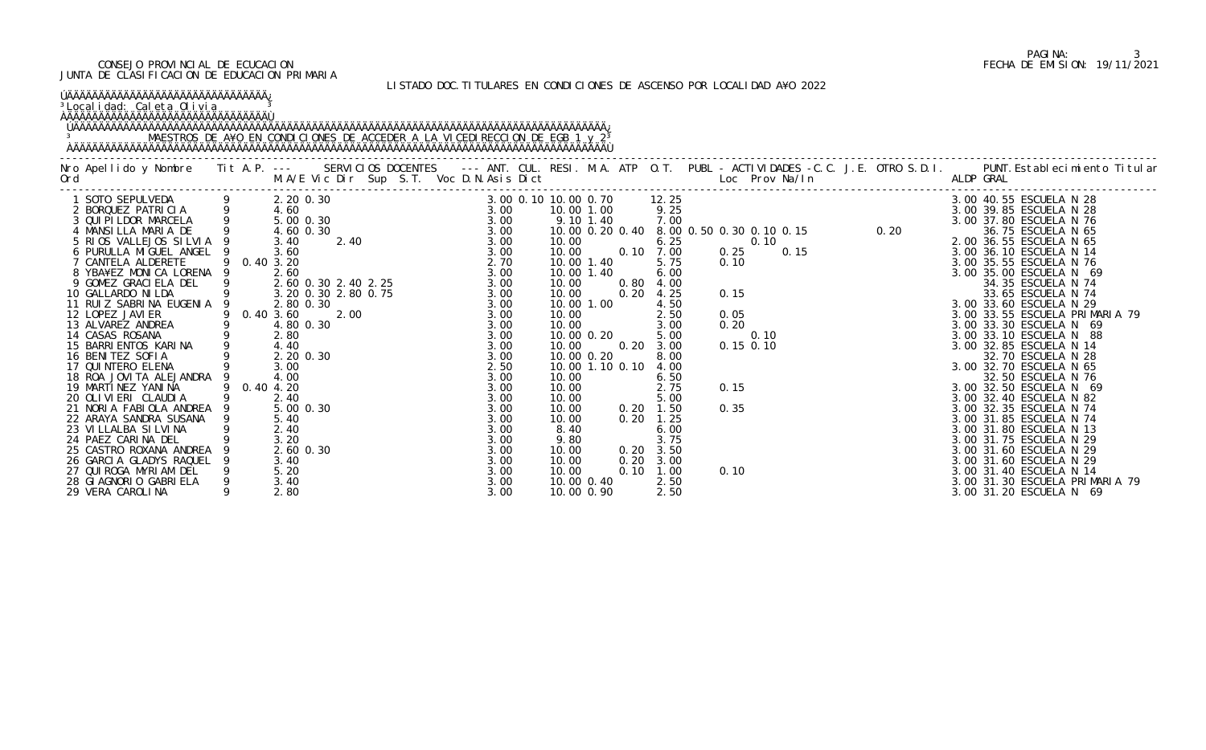CONSEJO PROVINCIAL DE ECUCACION
JUNTA DE CLASIFICACION DE EDUCACION PRIMARIA

LISTADO DOC.TITULARES EN CONDICIONES DE ASCENSO POR LOCALIDAD A¥O 2022

Localidad: Caleta Olivia

MAESTROS DE A¥O EN CONDICIONES DE ACCEDER A LA VICEDIRECCION DE EGB 1 y 2

| Nro Ord | Apellido y Nombre | Tit | A.P. | M.A/E | Vic | Dir | Sup | S.T. | Voc | D.N. | Asis | Dict | ANT. | CUL. | RESI. | M.A. | ATP | O.T. | PUBL | ACTIVIDADES Loc | Prov | Na/In | C.C. | J.E. | OTRO | S.D.I. | ALDP | PUNT. GRAL | Establecimiento Titular |
|---|---|---|---|---|---|---|---|---|---|---|---|---|---|---|---|---|---|---|---|---|---|---|---|---|---|---|---|---|---|
| 1 | SOTO SEPULVEDA | 9 | | 2.20 | 0.30 | | | | | | 3.00 | 0.10 | 10.00 | 0.70 | | | | 12.25 | | | | | | | | | 3.00 | 40.55 | ESCUELA N 28 |
| 2 | BORQUEZ PATRICIA | 9 | | 4.60 | | | | | | | 3.00 | | 10.00 | 1.00 | | | | 9.25 | | | | | | | | | 3.00 | 39.85 | ESCUELA N 28 |
| 3 | QUIPILDOR MARCELA | 9 | | 5.00 | 0.30 | | | | | | 3.00 | | 9.10 | 1.40 | | | | 7.00 | | | | | | | | | 3.00 | 37.80 | ESCUELA N 76 |
| 4 | MANSILLA MARIA DE | 9 | | 4.60 | 0.30 | | | | | | 3.00 | | 10.00 | 0.20 | 0.40 | | | 8.00 | 0.50 | 0.30 | 0.10 | 0.15 | | | | 0.20 | | 36.75 | ESCUELA N 65 |
| 5 | RIOS VALLEJOS SILVIA | 9 | | 3.40 | | 2.40 | | | | | 3.00 | | 10.00 | | | | | 6.25 | | | 0.10 | | | | | | 2.00 | 36.55 | ESCUELA N 65 |
| 6 | PURULLA MIGUEL ANGEL | 9 | | 3.60 | | | | | | | 3.00 | | 10.00 | | | 0.10 | | 7.00 | | 0.25 | | 0.15 | | | | | 3.00 | 36.10 | ESCUELA N 14 |
| 7 | CANTELA ALDERETE | 9 | 0.40 | 3.20 | | | | | | | 2.70 | | 10.00 | 1.40 | | | | 5.75 | | 0.10 | | | | | | | 3.00 | 35.55 | ESCUELA N 76 |
| 8 | YBA¥EZ MONICA LORENA | 9 | | 2.60 | | | | | | | 3.00 | | 10.00 | 1.40 | | | | 6.00 | | | | | | | | | 3.00 | 35.00 | ESCUELA N 69 |
| 9 | GOMEZ GRACIELA DEL | 9 | | 2.60 | 0.30 | 2.40 | 2.25 | | | | 3.00 | | 10.00 | | | 0.80 | | 4.00 | | | | | | | | | | 34.35 | ESCUELA N 74 |
| 10 | GALLARDO NILDA | 9 | | 3.20 | 0.30 | 2.80 | 0.75 | | | | 3.00 | | 10.00 | | | 0.20 | | 4.25 | | 0.15 | | | | | | | | 33.65 | ESCUELA N 74 |
| 11 | RUIZ SABRINA EUGENIA | 9 | | 2.80 | 0.30 | | | | | | 3.00 | | 10.00 | 1.00 | | | | 4.50 | | | | | | | | | 3.00 | 33.60 | ESCUELA N 29 |
| 12 | LOPEZ JAVIER | 9 | 0.40 | 3.60 | | 2.00 | | | | | 3.00 | | 10.00 | | | | | 2.50 | | 0.05 | | | | | | | 3.00 | 33.55 | ESCUELA PRIMARIA 79 |
| 13 | ALVAREZ ANDREA | 9 | | 4.80 | 0.30 | | | | | | 3.00 | | 10.00 | | | | | 3.00 | | 0.20 | | | | | | | 3.00 | 33.30 | ESCUELA N 69 |
| 14 | CASAS ROSANA | 9 | | 2.80 | | | | | | | 3.00 | | 10.00 | 0.20 | | | | 5.00 | | | 0.10 | | | | | | 3.00 | 33.10 | ESCUELA N 88 |
| 15 | BARRIENTOS KARINA | 9 | | 4.40 | | | | | | | 3.00 | | 10.00 | | | 0.20 | | 3.00 | | 0.15 | 0.10 | | | | | | 3.00 | 32.85 | ESCUELA N 14 |
| 16 | BENITEZ SOFIA | 9 | | 2.20 | 0.30 | | | | | | 3.00 | | 10.00 | 0.20 | | | | 8.00 | | | | | | | | | | 32.70 | ESCUELA N 28 |
| 17 | QUINTERO ELENA | 9 | | 3.00 | | | | | | | 2.50 | | 10.00 | 1.10 | 0.10 | | | 4.00 | | | | | | | | | 3.00 | 32.70 | ESCUELA N 65 |
| 18 | ROA JOVITA ALEJANDRA | 9 | | 4.00 | | | | | | | 3.00 | | 10.00 | | | | | 6.50 | | | | | | | | | | 32.50 | ESCUELA N 76 |
| 19 | MARTINEZ YANINA | 9 | 0.40 | 4.20 | | | | | | | 3.00 | | 10.00 | | | | | 2.75 | | 0.15 | | | | | | | 3.00 | 32.50 | ESCUELA N 69 |
| 20 | OLIVIERI CLAUDIA | 9 | | 2.40 | | | | | | | 3.00 | | 10.00 | | | | | 5.00 | | | | | | | | | 3.00 | 32.40 | ESCUELA N 82 |
| 21 | NORIA FABIOLA ANDREA | 9 | | 5.00 | 0.30 | | | | | | 3.00 | | 10.00 | | | 0.20 | | 1.50 | | 0.35 | | | | | | | 3.00 | 32.35 | ESCUELA N 74 |
| 22 | ARAYA SANDRA SUSANA | 9 | | 5.40 | | | | | | | 3.00 | | 10.00 | | | 0.20 | | 1.25 | | | | | | | | | 3.00 | 31.85 | ESCUELA N 74 |
| 23 | VILLALBA SILVINA | 9 | | 2.40 | | | | | | | 3.00 | | 8.40 | | | | | 6.00 | | | | | | | | | 3.00 | 31.80 | ESCUELA N 13 |
| 24 | PAEZ CARINA DEL | 9 | | 3.20 | | | | | | | 3.00 | | 9.80 | | | | | 3.75 | | | | | | | | | 3.00 | 31.75 | ESCUELA N 29 |
| 25 | CASTRO ROXANA ANDREA | 9 | | 2.60 | 0.30 | | | | | | 3.00 | | 10.00 | | | 0.20 | | 3.50 | | | | | | | | | 3.00 | 31.60 | ESCUELA N 29 |
| 26 | GARCIA GLADYS RAQUEL | 9 | | 3.40 | | | | | | | 3.00 | | 10.00 | | | 0.20 | | 3.00 | | | | | | | | | 3.00 | 31.60 | ESCUELA N 29 |
| 27 | QUIROGA MYRIAM DEL | 9 | | 5.20 | | | | | | | 3.00 | | 10.00 | | | 0.10 | | 1.00 | | 0.10 | | | | | | | 3.00 | 31.40 | ESCUELA N 14 |
| 28 | GIAGNORIO GABRIELA | 9 | | 3.40 | | | | | | | 3.00 | | 10.00 | 0.40 | | | | 2.50 | | | | | | | | | 3.00 | 31.30 | ESCUELA PRIMARIA 79 |
| 29 | VERA CAROLINA | 9 | | 2.80 | | | | | | | 3.00 | | 10.00 | 0.90 | | | | 2.50 | | | | | | | | | 3.00 | 31.20 | ESCUELA N 69 |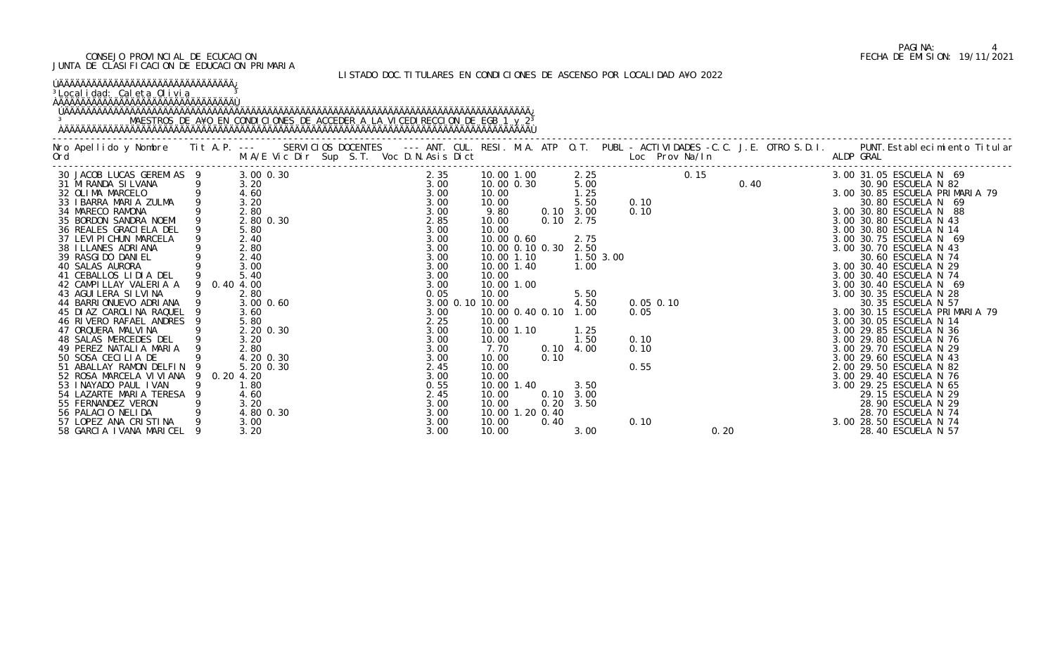CONSEJO PROVINCIAL DE ECUCACION
JUNTA DE CLASIFICACION DE EDUCACION PRIMARIA

FECHA DE EMISION: 19/11/2021

LISTADO DOC.TITULARES EN CONDICIONES DE ASCENSO POR LOCALIDAD AÑO 2022

Localidad: Caleta Olivia

MAESTROS DE AÑO EN CONDICIONES DE ACCEDER A LA VICEDIRECCION DE EGB 1 y 2

| Nro Ord | Apellido y Nombre | Tit | A.P. | M.A/E | Vic | Dir | Sup | S.T. | Voc | D.N. | Asis | Dict | ANT. | CUL. | RESI. | M.A. | ATP | O.T. | PUBL | Loc | Prov | Na/In | C.C. | J.E. | OTRO | S.D.I. | ALDP | GRAL | PUNT. Establecimiento Titular |
|---|---|---|---|---|---|---|---|---|---|---|---|---|---|---|---|---|---|---|---|---|---|---|---|---|---|---|---|---|---|
| 30 | JACOB LUCAS GEREMIAS | 9 | | 3.00 | 0.30 | | | | | | 2.35 | | 10.00 | 1.00 | | | 2.25 | | | | 0.15 | | | | | | 3.00 | 31.05 | ESCUELA N 69 |
| 31 | MIRANDA SILVANA | 9 | | 3.20 | | | | | | | 3.00 | | 10.00 | 0.30 | | | 5.00 | | | | | | 0.40 | | | | | 30.90 | ESCUELA N 82 |
| 32 | OLIMA MARCELO | 9 | | 4.60 | | | | | | | 3.00 | | 10.00 | | | | 1.25 | | | | | | | | | | 3.00 | 30.85 | ESCUELA PRIMARIA 79 |
| 33 | IBARRA MARIA ZULMA | 9 | | 3.20 | | | | | | | 3.00 | | 10.00 | | | | 5.50 | | 0.10 | | | | | | | | | 30.80 | ESCUELA N 69 |
| 34 | MARECO RAMONA | 9 | | 2.80 | | | | | | | 3.00 | | 9.80 | | | 0.10 | 3.00 | | 0.10 | | | | | | | | 3.00 | 30.80 | ESCUELA N 88 |
| 35 | BORDON SANDRA NOEMI | 9 | | 2.80 | 0.30 | | | | | | 2.85 | | 10.00 | | | 0.10 | 2.75 | | | | | | | | | | 3.00 | 30.80 | ESCUELA N 43 |
| 36 | REALES GRACIELA DEL | 9 | | 5.80 | | | | | | | 3.00 | | 10.00 | | | | | | | | | | | | | | 3.00 | 30.80 | ESCUELA N 14 |
| 37 | LEVIPICHUN MARCELA | 9 | | 2.40 | | | | | | | 3.00 | | 10.00 | 0.60 | | | 2.75 | | | | | | | | | | 3.00 | 30.75 | ESCUELA N 69 |
| 38 | ILLANES ADRIANA | 9 | | 2.80 | | | | | | | 3.00 | | 10.00 | 0.10 | 0.30 | | 2.50 | | | | | | | | | | 3.00 | 30.70 | ESCUELA N 43 |
| 39 | RASGIDO DANIEL | 9 | | 2.40 | | | | | | | 3.00 | | 10.00 | 1.10 | | | 1.50 | 3.00 | | | | | | | | | | 30.60 | ESCUELA N 74 |
| 40 | SALAS AURORA | 9 | | 3.00 | | | | | | | 3.00 | | 10.00 | 1.40 | | | 1.00 | | | | | | | | | | 3.00 | 30.40 | ESCUELA N 29 |
| 41 | CEBALLOS LIDIA DEL | 9 | | 5.40 | | | | | | | 3.00 | | 10.00 | | | | | | | | | | | | | | 3.00 | 30.40 | ESCUELA N 74 |
| 42 | CAMPILLAY VALERIA A | 9 | 0.40 | 4.00 | | | | | | | 3.00 | | 10.00 | 1.00 | | | | | | | | | | | | | 3.00 | 30.40 | ESCUELA N 69 |
| 43 | AGUILERA SILVINA | 9 | | 2.80 | | | | | | | 0.05 | | 10.00 | | | | 5.50 | | | | | | | | | | 3.00 | 30.35 | ESCUELA N 28 |
| 44 | BARRIONUEVO ADRIANA | 9 | | 3.00 | 0.60 | | | | | | 3.00 | 0.10 | 10.00 | | | | 4.50 | | 0.05 | 0.10 | | | | | | | | 30.35 | ESCUELA N 57 |
| 45 | DIAZ CAROLINA RAQUEL | 9 | | 3.60 | | | | | | | 3.00 | | 10.00 | 0.40 | 0.10 | | 1.00 | | 0.05 | | | | | | | | 3.00 | 30.15 | ESCUELA PRIMARIA 79 |
| 46 | RIVERO RAFAEL ANDRES | 9 | | 5.80 | | | | | | | 2.25 | | 10.00 | | | | | | | | | | | | | | 3.00 | 30.05 | ESCUELA N 14 |
| 47 | ORQUERA MALVINA | 9 | | 2.20 | 0.30 | | | | | | 3.00 | | 10.00 | 1.10 | | | 1.25 | | | | | | | | | | 3.00 | 29.85 | ESCUELA N 36 |
| 48 | SALAS MERCEDES DEL | 9 | | 3.20 | | | | | | | 3.00 | | 10.00 | | | | 1.50 | | 0.10 | | | | | | | | 3.00 | 29.80 | ESCUELA N 76 |
| 49 | PEREZ NATALIA MARIA | 9 | | 2.80 | | | | | | | 3.00 | | 7.70 | | | 0.10 | 4.00 | | 0.10 | | | | | | | | 3.00 | 29.70 | ESCUELA N 29 |
| 50 | SOSA CECILIA DE | 9 | | 4.20 | 0.30 | | | | | | 3.00 | | 10.00 | | | 0.10 | | | | | | | | | | | 3.00 | 29.60 | ESCUELA N 43 |
| 51 | ABALLAY RAMON DELFIN | 9 | | 5.20 | 0.30 | | | | | | 2.45 | | 10.00 | | | | | | 0.55 | | | | | | | | 2.00 | 29.50 | ESCUELA N 82 |
| 52 | ROSA MARCELA VIVIANA | 9 | 0.20 | 4.20 | | | | | | | 3.00 | | 10.00 | | | | | | | | | | | | | | 3.00 | 29.40 | ESCUELA N 76 |
| 53 | INAYADO PAUL IVAN | 9 | | 1.80 | | | | | | | 0.55 | | 10.00 | 1.40 | | | 3.50 | | | | | | | | | | 3.00 | 29.25 | ESCUELA N 65 |
| 54 | LAZARTE MARIA TERESA | 9 | | 4.60 | | | | | | | 2.45 | | 10.00 | | | 0.10 | 3.00 | | | | | | | | | | | 29.15 | ESCUELA N 29 |
| 55 | FERNANDEZ VERON | 9 | | 3.20 | | | | | | | 3.00 | | 10.00 | | | 0.20 | 3.50 | | | | | | | | | | | 28.90 | ESCUELA N 29 |
| 56 | PALACIO NELIDA | 9 | | 4.80 | 0.30 | | | | | | 3.00 | | 10.00 | 1.20 | 0.40 | | | | | | | | | | | | | 28.70 | ESCUELA N 74 |
| 57 | LOPEZ ANA CRISTINA | 9 | | 3.00 | | | | | | | 3.00 | | 10.00 | | | 0.40 | | | 0.10 | | | | | | | | 3.00 | 28.50 | ESCUELA N 74 |
| 58 | GARCIA IVANA MARICEL | 9 | | 3.20 | | | | | | | 3.00 | | 10.00 | | | | 3.00 | | | | | 0.20 | | | | | | 28.40 | ESCUELA N 57 |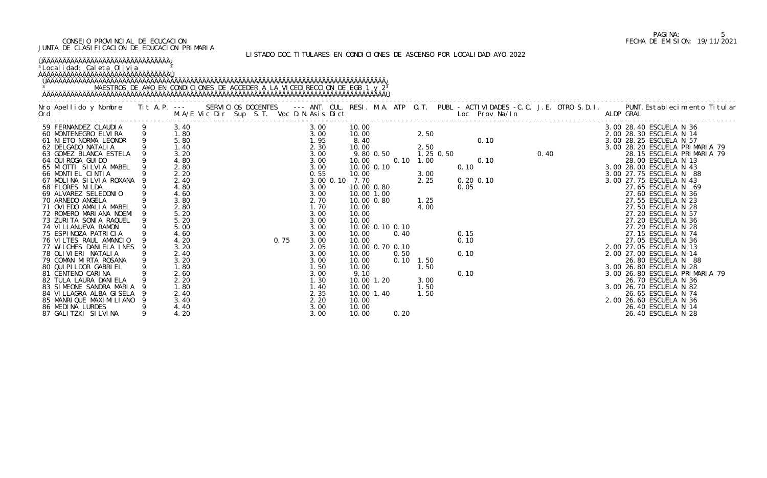CONSEJO PROVINCIAL DE ECUCACION
JUNTA DE CLASIFICACION DE EDUCACION PRIMARIA

PAGINA: 5
FECHA DE EMISION: 19/11/2021

LISTADO DOC.TITULARES EN CONDICIONES DE ASCENSO POR LOCALIDAD A¥O 2022

Localidad: Caleta Olivia

MAESTROS DE A¥O EN CONDICIONES DE ACCEDER A LA VICEDIRECCION DE EGB 1 y 2

| Nro Ord | Apellido y Nombre | Tit | A.P. M/A/E | Vic Dir | Sup | S.T. | Voc | D.N. | Asis | Dict | ANT. | CUL. | RESI. | M.A. | ATP | O.T. | PUBL - ACTIVIDADES - C.C. Loc | Prov | Na/In | J.E. | OTRO | S.D.I. | ALDP | PUNT. GRAL | Establecimiento Titular |
|---|---|---|---|---|---|---|---|---|---|---|---|---|---|---|---|---|---|---|---|---|---|---|---|---|---|
| 59 | FERNANDEZ CLAUDIA | 9 | 3.40 | | | | | | 3.00 | | 10.00 | | | | | | | | | | | | 3.00 | 28.40 | ESCUELA N 36 |
| 60 | MONTENEGRO ELVIRA | 9 | 1.80 | | | | | | 3.00 | | 10.00 | | | 2.50 | | | | | | | | | 2.00 | 28.30 | ESCUELA N 14 |
| 61 | NIETO NORMA LEONOR | 9 | 5.80 | | | | | | 1.95 | | 8.40 | | | | | | | 0.10 | | | | | 3.00 | 28.25 | ESCUELA N 57 |
| 62 | DELGADO NATALIA | 9 | 1.40 | | | | | | 2.30 | | 10.00 | | | 2.50 | | | | | | | | | 3.00 | 28.20 | ESCUELA PRIMARIA 79 |
| 63 | GOMEZ BLANCA ESTELA | 9 | 3.20 | | | | | | 3.00 | | 9.80 | 0.50 | | 1.25 | 0.50 | | | | | 0.40 | | | | 28.15 | ESCUELA PRIMARIA 79 |
| 64 | QUIROGA GUIDO | 9 | 4.80 | | | | | | 3.00 | | 10.00 | | 0.10 | 1.00 | | | | 0.10 | | | | | | 28.00 | ESCUELA N 13 |
| 65 | MIOTTI SILVIA MABEL | 9 | 2.80 | | | | | | 3.00 | | 10.00 | 0.10 | | | | | 0.10 | | | | | | 3.00 | 28.00 | ESCUELA N 43 |
| 66 | MONTIEL CINTIA | 9 | 2.20 | | | | | | 0.55 | | 10.00 | | | 3.00 | | | | | | | | | 3.00 | 27.75 | ESCUELA N 88 |
| 67 | MOLINA SILVIA ROXANA | 9 | 2.40 | | | | | | 3.00 | 0.10 | 7.70 | | | 2.25 | | | 0.20 | 0.10 | | | | | 3.00 | 27.75 | ESCUELA N 43 |
| 68 | FLORES NILDA | 9 | 4.80 | | | | | | 3.00 | | 10.00 | 0.80 | | | | | 0.05 | | | | | | | 27.65 | ESCUELA N 69 |
| 69 | ALVAREZ SELEDONIO | 9 | 4.60 | | | | | | 3.00 | | 10.00 | 1.00 | | | | | | | | | | | | 27.60 | ESCUELA N 36 |
| 70 | ARNEDO ANGELA | 9 | 3.80 | | | | | | 2.70 | | 10.00 | 0.80 | | 1.25 | | | | | | | | | | 27.55 | ESCUELA N 23 |
| 71 | OVIEDO AMALIA MABEL | 9 | 2.80 | | | | | | 1.70 | | 10.00 | | | 4.00 | | | | | | | | | | 27.50 | ESCUELA N 28 |
| 72 | ROMERO MARIANA NOEMI | 9 | 5.20 | | | | | | 3.00 | | 10.00 | | | | | | | | | | | | | 27.20 | ESCUELA N 57 |
| 73 | ZURITA SONIA RAQUEL | 9 | 5.20 | | | | | | 3.00 | | 10.00 | | | | | | | | | | | | | 27.20 | ESCUELA N 36 |
| 74 | VILLANUEVA RAMON | 9 | 5.00 | | | | | | 3.00 | | 10.00 | 0.10 | 0.10 | | | | | | | | | | | 27.20 | ESCUELA N 28 |
| 75 | ESPINOZA PATRICIA | 9 | 4.60 | | | | | | 3.00 | | 10.00 | | 0.40 | | | | 0.15 | | | | | | | 27.15 | ESCUELA N 74 |
| 76 | VILTES RAUL AMANCIO | 9 | 4.20 | | | | | 0.75 | 3.00 | | 10.00 | | | | | | 0.10 | | | | | | | 27.05 | ESCUELA N 36 |
| 77 | WILCHES DANIELA INES | 9 | 3.20 | | | | | | 2.05 | | 10.00 | 0.70 | 0.10 | | | | | | | | | | 2.00 | 27.05 | ESCUELA N 13 |
| 78 | OLIVIERI NATALIA | 9 | 2.40 | | | | | | 3.00 | | 10.00 | | 0.50 | | | | 0.10 | | | | | | 2.00 | 27.00 | ESCUELA N 14 |
| 79 | COMAN MIRTA ROSANA | 9 | 3.20 | | | | | | 3.00 | | 10.00 | | 0.10 | 1.50 | | | | | | | | | | 26.80 | ESCUELA N 88 |
| 80 | QUIPILDOR GABRIEL | 9 | 1.80 | | | | | | 1.50 | | 10.00 | | | 1.50 | | | | | | | | | 3.00 | 26.80 | ESCUELA N 28 |
| 81 | CENTENO CARINA | 9 | 2.60 | | | | | | 3.00 | | 9.10 | | | | | | 0.10 | | | | | | 3.00 | 26.80 | ESCUELA PRIMARIA 79 |
| 82 | TULA LAURA DANIELA | 9 | 2.20 | | | | | | 1.30 | | 10.00 | 1.20 | | 3.00 | | | | | | | | | | 26.70 | ESCUELA N 36 |
| 83 | SIMEONE SANDRA MARIA | 9 | 1.80 | | | | | | 1.40 | | 10.00 | | | 1.50 | | | | | | | | | 3.00 | 26.70 | ESCUELA N 82 |
| 84 | VILLAGRA ALBA GISELA | 9 | 2.40 | | | | | | 2.35 | | 10.00 | 1.40 | | 1.50 | | | | | | | | | | 26.65 | ESCUELA N 74 |
| 85 | MANRIQUE MAXIMILIANO | 9 | 3.40 | | | | | | 2.20 | | 10.00 | | | | | | | | | | | | 2.00 | 26.60 | ESCUELA N 36 |
| 86 | MEDINA LURDES | 9 | 4.40 | | | | | | 3.00 | | 10.00 | | | | | | | | | | | | | 26.40 | ESCUELA N 14 |
| 87 | GALITZKI SILVINA | 9 | 4.20 | | | | | | 3.00 | | 10.00 | | 0.20 | | | | | | | | | | | 26.40 | ESCUELA N 28 |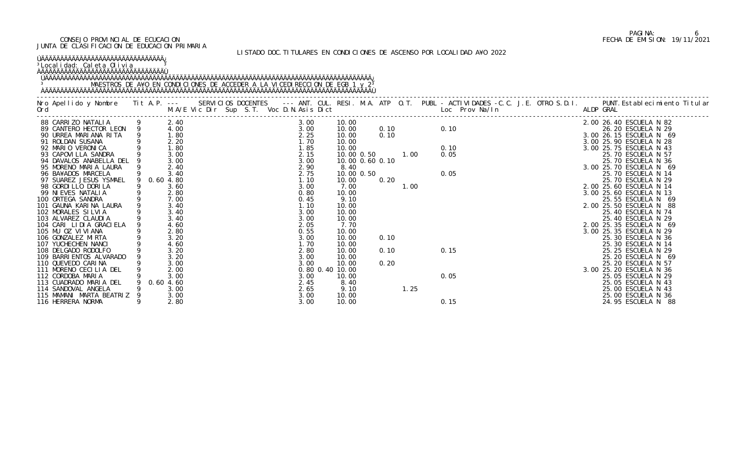CONSEJO PROVINCIAL DE ECUCACION
JUNTA DE CLASIFICACION DE EDUCACION PRIMARIA

PAGINA: 6
FECHA DE EMISION: 19/11/2021

LISTADO DOC.TITULARES EN CONDICIONES DE ASCENSO POR LOCALIDAD A¥O 2022

Localidad: Caleta Olivia

MAESTROS DE A¥O EN CONDICIONES DE ACCEDER A LA VICEDIRECCION DE EGB 1 y 2

| Nro Ord | Apellido y Nombre | Tit | A.P. | M.A/E | SERVICIOS DOCENTES Vic Dir Sup S.T. Voc D.N. | ANT. Asis | CUL. Dict | RESI. | M.A. | ATP | O.T. | PUBL - ACTIVIDADES -C.C. J.E. OTRO S.D.I. Loc Prov Na/In | ALDP | PUNT. GRAL | Establecimiento Titular |
|---|---|---|---|---|---|---|---|---|---|---|---|---|---|---|---|
| 88 | CARRIZO NATALIA | 9 | | 2.40 | | 3.00 | | 10.00 | | | | | 2.00 | 26.40 | ESCUELA N 82 |
| 89 | CANTERO HECTOR LEON | 9 | | 4.00 | | 3.00 | | 10.00 | | 0.10 | | 0.10 | | 26.20 | ESCUELA N 29 |
| 90 | URREA MARIANA RITA | 9 | | 1.80 | | 2.25 | | 10.00 | | 0.10 | | | 3.00 | 26.15 | ESCUELA N 69 |
| 91 | ROLDAN SUSANA | 9 | | 2.20 | | 1.70 | | 10.00 | | | | | 3.00 | 25.90 | ESCUELA N 28 |
| 92 | MARIO VERONICA | 9 | | 1.80 | | 1.85 | | 10.00 | | | | 0.10 | 3.00 | 25.75 | ESCUELA N 43 |
| 93 | CAPOVILLA SANDRA | 9 | | 3.00 | | 2.15 | | 10.00 | 0.50 | | 1.00 | 0.05 | | 25.70 | ESCUELA N 57 |
| 94 | DAVALOS ANABELLA DEL | 9 | | 3.00 | | 3.00 | | 10.00 | 0.60 | 0.10 | | | | 25.70 | ESCUELA N 36 |
| 95 | MORENO MARIA LAURA | 9 | | 2.40 | | 2.90 | | 8.40 | | | | | 3.00 | 25.70 | ESCUELA N 69 |
| 96 | BA¥ADOS MARCELA | 9 | | 3.40 | | 2.75 | | 10.00 | 0.50 | | | 0.05 | | 25.70 | ESCUELA N 14 |
| 97 | SUAREZ JESUS YSMAEL | 9 | 0.60 | 4.80 | | 1.10 | | 10.00 | | 0.20 | | | | 25.70 | ESCUELA N 29 |
| 98 | GORDILLO DORILA | 9 | | 3.60 | | 3.00 | | 7.00 | | | 1.00 | | 2.00 | 25.60 | ESCUELA N 14 |
| 99 | NIEVES NATALIA | 9 | | 2.80 | | 0.80 | | 10.00 | | | | | 3.00 | 25.60 | ESCUELA N 13 |
| 100 | ORTEGA SANDRA | 9 | | 7.00 | | 0.45 | | 9.10 | | | | | | 25.55 | ESCUELA N 69 |
| 101 | GAUNA KARINA LAURA | 9 | | 3.40 | | 1.10 | | 10.00 | | | | | 2.00 | 25.50 | ESCUELA N 88 |
| 102 | MORALES SILVIA | 9 | | 3.40 | | 3.00 | | 10.00 | | | | | | 25.40 | ESCUELA N 74 |
| 103 | ALVAREZ CLAUDIA | 9 | | 3.40 | | 3.00 | | 10.00 | | | | | | 25.40 | ESCUELA N 29 |
| 104 | CARI LIDIA GRACIELA | 9 | | 4.60 | | 2.05 | | 7.70 | | | | | 2.00 | 25.35 | ESCUELA N 69 |
| 105 | MU OZ VIVIANA | 9 | | 2.80 | | 0.55 | | 10.00 | | | | | 3.00 | 25.35 | ESCUELA N 29 |
| 106 | GONZALEZ MIRTA | 9 | | 3.20 | | 3.00 | | 10.00 | | 0.10 | | | | 25.30 | ESCUELA N 36 |
| 107 | YUCHECHEN NANCI | 9 | | 4.60 | | 1.70 | | 10.00 | | | | | | 25.30 | ESCUELA N 14 |
| 108 | DELGADO RODOLFO | 9 | | 3.20 | | 2.80 | | 10.00 | | 0.10 | | 0.15 | | 25.25 | ESCUELA N 29 |
| 109 | BARRIENTOS ALVARADO | 9 | | 3.20 | | 3.00 | | 10.00 | | | | | | 25.20 | ESCUELA N 69 |
| 110 | QUEVEDO CARINA | 9 | | 3.00 | | 3.00 | | 10.00 | | 0.20 | | | | 25.20 | ESCUELA N 57 |
| 111 | MORENO CECILIA DEL | 9 | | 2.00 | | 0.80 | 0.40 | 10.00 | | | | | 3.00 | 25.20 | ESCUELA N 36 |
| 112 | CORDOBA MARIA | 9 | | 3.00 | | 3.00 | | 10.00 | | | | 0.05 | | 25.05 | ESCUELA N 29 |
| 113 | CUADRADO MARIA DEL | 9 | 0.60 | 4.60 | | 2.45 | | 8.40 | | | | | | 25.05 | ESCUELA N 43 |
| 114 | SANDOVAL ANGELA | 9 | | 3.00 | | 2.65 | | 9.10 | | | 1.25 | | | 25.00 | ESCUELA N 43 |
| 115 | MAMANI MARTA BEATRIZ | 9 | | 3.00 | | 3.00 | | 10.00 | | | | | | 25.00 | ESCUELA N 36 |
| 116 | HERRERA NORMA | 9 | | 2.80 | | 3.00 | | 10.00 | | | | 0.15 | | 24.95 | ESCUELA N 88 |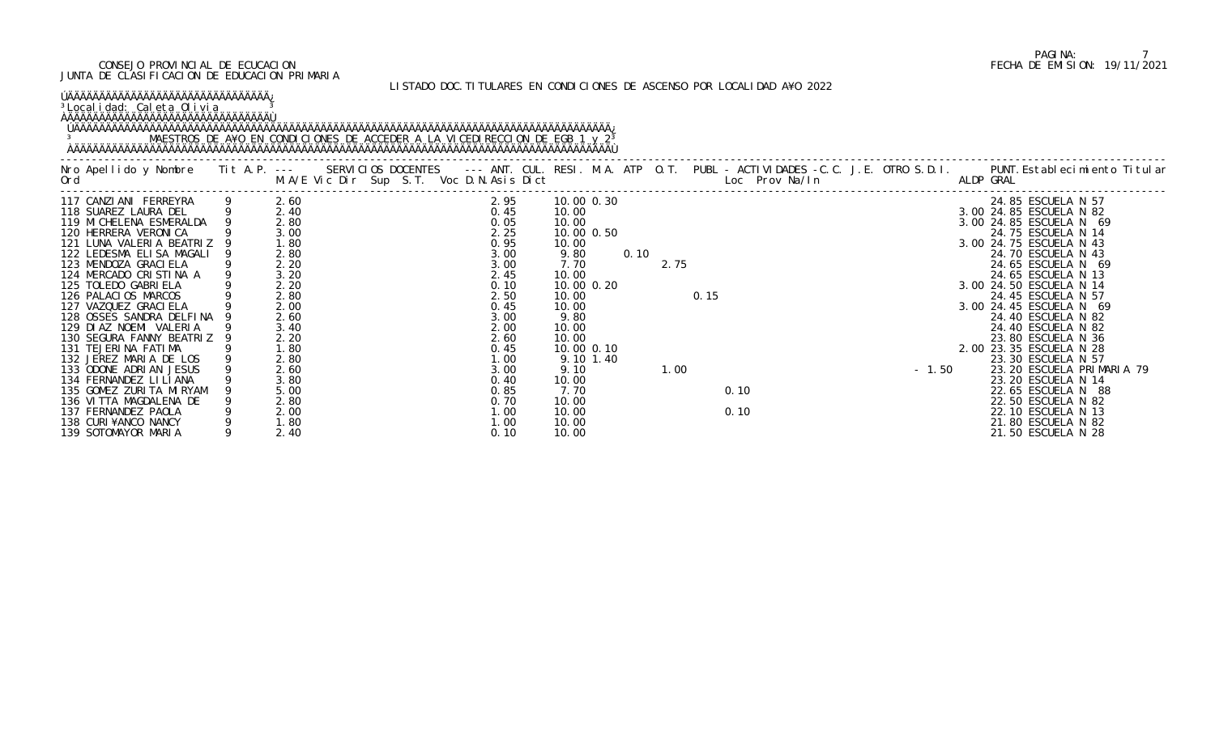CONSEJO PROVINCIAL DE ECUCACION
JUNTA DE CLASIFICACION DE EDUCACION PRIMARIA

FECHA DE EMISION: 19/11/2021

LISTADO DOC.TITULARES EN CONDICIONES DE ASCENSO POR LOCALIDAD A¥O 2022

Localidad: Caleta Olivia

MAESTROS DE A¥O EN CONDICIONES DE ACCEDER A LA VICEDIRECCION DE EGB 1 y 2

| Nro Ord | Apellido y Nombre | Tit | A.P. M.A/E | Vic | Dir | Sup | S.T. | Voc | D.N. | Asis | Dict | ANT. | CUL. | RESI. | M.A. | ATP | O.T. | PUBL | Loc | Prov | Na/In | C.C. | J.E. | OTRO | S.D.I. | ALDP | PUNT. GRAL | Establecimiento Titular |
|---|---|---|---|---|---|---|---|---|---|---|---|---|---|---|---|---|---|---|---|---|---|---|---|---|---|---|---|---|
| 117 | CANZIANI FERREYRA | 9 | 2.60 | | | | | | | | | 2.95 | | 10.00 | 0.30 | | | | | | | | | | | | 24.85 | ESCUELA N 57 |
| 118 | SUAREZ LAURA DEL | 9 | 2.40 | | | | | | | | | 0.45 | | 10.00 | | | | | | | | | | | | 3.00 | 24.85 | ESCUELA N 82 |
| 119 | MICHELENA ESMERALDA | 9 | 2.80 | | | | | | | | | 0.05 | | 10.00 | | | | | | | | | | | | 3.00 | 24.85 | ESCUELA N 69 |
| 120 | HERRERA VERONICA | 9 | 3.00 | | | | | | | | | 2.25 | | 10.00 | 0.50 | | | | | | | | | | | | 24.75 | ESCUELA N 14 |
| 121 | LUNA VALERIA BEATRIZ | 9 | 1.80 | | | | | | | | | 0.95 | | 10.00 | | | | | | | | | | | | 3.00 | 24.75 | ESCUELA N 43 |
| 122 | LEDESMA ELISA MAGALI | 9 | 2.80 | | | | | | | | | 3.00 | | 9.80 | | 0.10 | | | | | | | | | | | 24.70 | ESCUELA N 43 |
| 123 | MENDOZA GRACIELA | 9 | 2.20 | | | | | | | | | 3.00 | | 7.70 | | | 2.75 | | | | | | | | | | 24.65 | ESCUELA N 69 |
| 124 | MERCADO CRISTINA A | 9 | 3.20 | | | | | | | | | 2.45 | | 10.00 | | | | | | | | | | | | | 24.65 | ESCUELA N 13 |
| 125 | TOLEDO GABRIELA | 9 | 2.20 | | | | | | | | | 0.10 | | 10.00 | 0.20 | | | | | | | | | | | 3.00 | 24.50 | ESCUELA N 14 |
| 126 | PALACIOS MARCOS | 9 | 2.80 | | | | | | | | | 2.50 | | 10.00 | | | | 0.15 | | | | | | | | | 24.45 | ESCUELA N 57 |
| 127 | VAZQUEZ GRACIELA | 9 | 2.00 | | | | | | | | | 0.45 | | 10.00 | | | | | | | | | | | | 3.00 | 24.45 | ESCUELA N 69 |
| 128 | OSSES SANDRA DELFINA | 9 | 2.60 | | | | | | | | | 3.00 | | 9.80 | | | | | | | | | | | | | 24.40 | ESCUELA N 82 |
| 129 | DIAZ NOEMI VALERIA | 9 | 3.40 | | | | | | | | | 2.00 | | 10.00 | | | | | | | | | | | | | 24.40 | ESCUELA N 82 |
| 130 | SEGURA FANNY BEATRIZ | 9 | 2.20 | | | | | | | | | 2.60 | | 10.00 | | | | | | | | | | | | | 23.80 | ESCUELA N 36 |
| 131 | TEJERINA FATIMA | 9 | 1.80 | | | | | | | | | 0.45 | | 10.00 | 0.10 | | | | | | | | | | | 2.00 | 23.35 | ESCUELA N 28 |
| 132 | JEREZ MARIA DE LOS | 9 | 2.80 | | | | | | | | | 1.00 | | 9.10 | 1.40 | | | | | | | | | | | | 23.30 | ESCUELA N 57 |
| 133 | ODONE ADRIAN JESUS | 9 | 2.60 | | | | | | | | | 3.00 | | 9.10 | | | 1.00 | | | | | | | | -1.50 | | 23.20 | ESCUELA PRIMARIA 79 |
| 134 | FERNANDEZ LILIANA | 9 | 3.80 | | | | | | | | | 0.40 | | 10.00 | | | | | | | | | | | | | 23.20 | ESCUELA N 14 |
| 135 | GOMEZ ZURITA MIRYAM | 9 | 5.00 | | | | | | | | | 0.85 | | 7.70 | | | | | 0.10 | | | | | | | | 22.65 | ESCUELA N 88 |
| 136 | VITTA MAGDALENA DE | 9 | 2.80 | | | | | | | | | 0.70 | | 10.00 | | | | | | | | | | | | | 22.50 | ESCUELA N 82 |
| 137 | FERNANDEZ PAOLA | 9 | 2.00 | | | | | | | | | 1.00 | | 10.00 | | | | | 0.10 | | | | | | | | 22.10 | ESCUELA N 13 |
| 138 | CURI¥ANCO NANCY | 9 | 1.80 | | | | | | | | | 1.00 | | 10.00 | | | | | | | | | | | | | 21.80 | ESCUELA N 82 |
| 139 | SOTOMAYOR MARIA | 9 | 2.40 | | | | | | | | | 0.10 | | 10.00 | | | | | | | | | | | | | 21.50 | ESCUELA N 28 |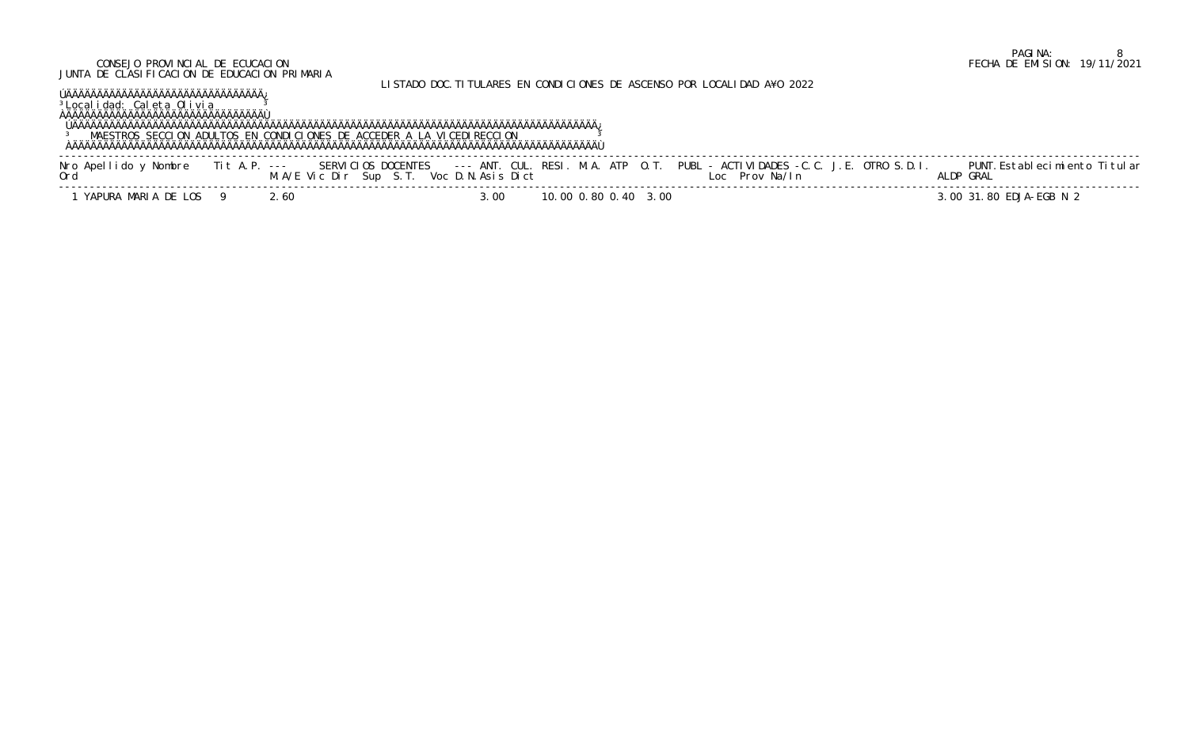CONSEJO PROVINCIAL DE ECUCACION
JUNTA DE CLASIFICACION DE EDUCACION PRIMARIA

FECHA DE EMISION: 19/11/2021

LISTADO DOC.TITULARES EN CONDICIONES DE ASCENSO POR LOCALIDAD A¥O 2022

Localidad: Caleta Olivia

MAESTROS SECCION ADULTOS EN CONDICIONES DE ACCEDER A LA VICEDIRECCION

| Nro Ord | Apellido y Nombre | Tit | A.P. | SERVICIOS DOCENTES M.A/E | Vic | Dir | Sup | S.T. | Voc | D.N. | Asis | Dict | ANT. | CUL. | RESI. | M.A. | ATP | O.T. | PUBL - ACTIVIDADES -C.C. Loc | Prov | Na/In | J.E. | OTRO | S.D.I. | ALDP | PUNT. GRAL | Establecimiento Titular |
|---|---|---|---|---|---|---|---|---|---|---|---|---|---|---|---|---|---|---|---|---|---|---|---|---|---|---|---|
| 1 | YAPURA MARIA DE LOS | 9 | 2.60 | | | | | | | 3.00 | | | 10.00 | 0.80 | 0.40 | 3.00 | | | | | | | | | 3.00 | 31.80 | EDJA-EGB N 2 |